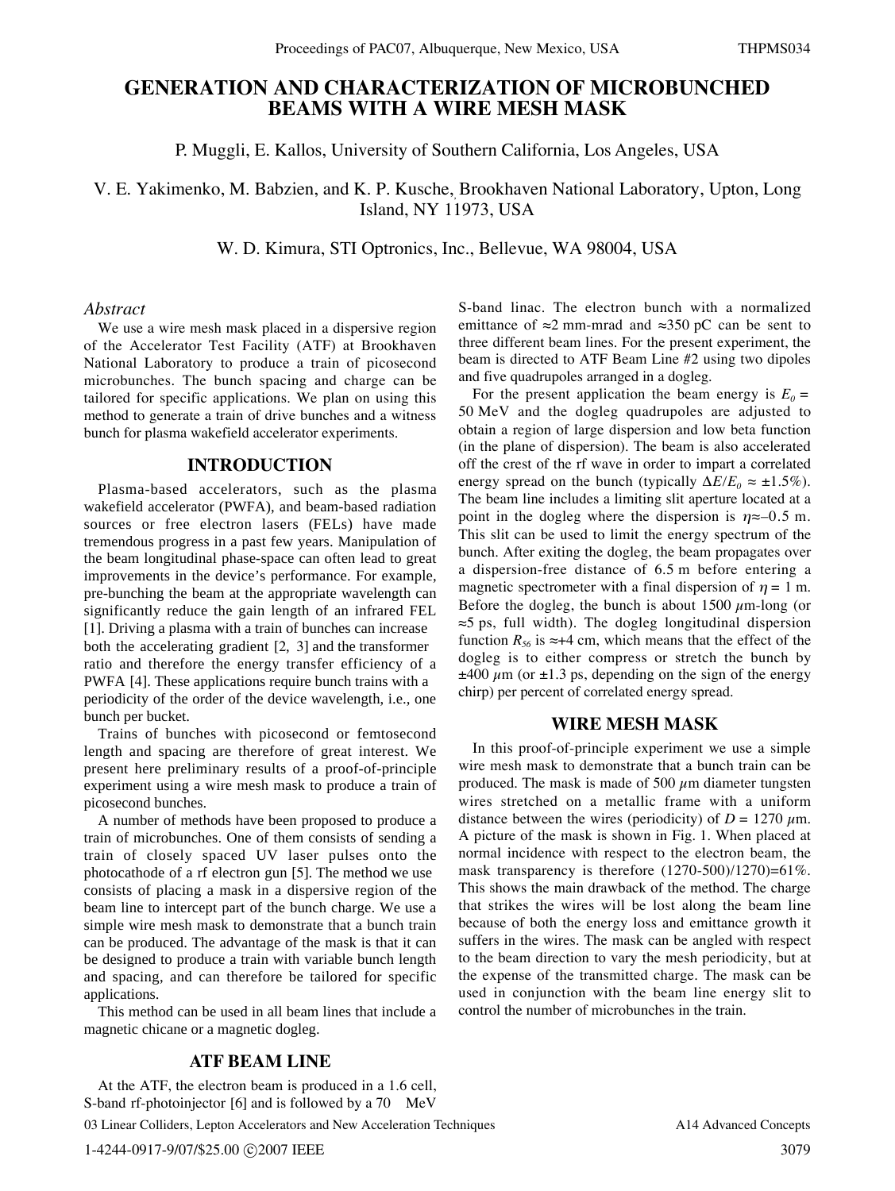# GENERATION AND CHARACTERIZATION OF MICROBUNCHED BEAMS WITH A WIRE MESH MASK

P. Muggli, E. Kallos, University of Southern California, Los Angeles, USA

V. E. Yakimenko, M. Babzien, and K. P. Kusche, Brookhaven National Laboratory, Upton, Long Island, NY 11973, USA

W. D. Kimura, STI Optronics, Inc., Bellevue, WA 98004, USA

## *Abstract*

We use a wire mesh mask placed in a dispersive region of the Accelerator Test Facility (ATF) at Brookhaven National Laboratory to produce a train of picosecond microbunches. The bunch spacing and charge can be tailored for specific applications. We plan on using this method to generate a train of drive bunches and a witness bunch for plasma wakefield accelerator experiments.

## INTRODUCTION

Plasma-based accelerators, such as the plasma wakefield accelerator (PWFA), and beam-based radiation sources or free electron lasers (FELs) have made tremendous progress in a past few years. Manipulation of the beam longitudinal phase-space can often lead to great improvements in the device's performance. For example, pre-bunching the beam at the appropriate wavelength can significantly reduce the gain length of an infrared FEL [1]. Driving a plasma with a train of bunches can increase both the accelerating gradient [2, 3] and the transformer ratio and therefore the energy transfer efficiency of a PWFA [4]. These applications require bunch trains with a periodicity of the order of the device wavelength, i.e., one bunch per bucket.

Trains of bunches with picosecond or femtosecond length and spacing are therefore of great interest. We present here preliminary results of a proof-of-principle experiment using a wire mesh mask to produce a train of picosecond bunches.

A number of methods have been proposed to produce a train of microbunches. One of them consists of sending a train of closely spaced UV laser pulses onto the photocathode of a rf electron gun [5]. The method we use consists of placing a mask in a dispersive region of the beam line to intercept part of the bunch charge. We use a simple wire mesh mask to demonstrate that a bunch train can be produced. The advantage of the mask is that it can be designed to produce a train with variable bunch length and spacing, and can therefore be tailored for specific applications.

This method can be used in all beam lines that include a magnetic chicane or a magnetic dogleg.

## ATF BEAM LINE

At the ATF, the electron beam is produced in a 1.6 cell, S-band rf-photoinjector [6] and is followed by a 70 MeV S-band linac. The electron bunch with a normalized emittance of ≈2 mm-mrad and ≈350 pC can be sent to three different beam lines. For the present experiment, the beam is directed to ATF Beam Line #2 using two dipoles and five quadrupoles arranged in a dogleg.

For the present application the beam energy is $E_0$ = 50 MeV and the dogleg quadrupoles are adjusted to obtain a region of large dispersion and low beta function (in the plane of dispersion). The beam is also accelerated off the crest of the rf wave in order to impart a correlated energy spread on the bunch (typically $\Delta E/E_0 \approx \pm 1.5\%$). The beam line includes a limiting slit aperture located at a point in the dogleg where the dispersion is $\eta \approx -0.5$ m. This slit can be used to limit the energy spectrum of the bunch. After exiting the dogleg, the beam propagates over a dispersion-free distance of 6.5 m before entering a magnetic spectrometer with a final dispersion of $\eta = 1$ m. Before the dogleg, the bunch is about 1500 $\mu$m-long (or ≈5 ps, full width). The dogleg longitudinal dispersion function $R_{56}$ is ≈+4 cm, which means that the effect of the dogleg is to either compress or stretch the bunch by ±400 $\mu$m (or ±1.3 ps, depending on the sign of the energy chirp) per percent of correlated energy spread.

## WIRE MESH MASK

In this proof-of-principle experiment we use a simple wire mesh mask to demonstrate that a bunch train can be produced. The mask is made of 500 $\mu$m diameter tungsten wires stretched on a metallic frame with a uniform distance between the wires (periodicity) of $D$ = 1270 $\mu$m. A picture of the mask is shown in Fig. 1. When placed at normal incidence with respect to the electron beam, the mask transparency is therefore (1270-500)/1270)=61%. This shows the main drawback of the method. The charge that strikes the wires will be lost along the beam line because of both the energy loss and emittance growth it suffers in the wires. The mask can be angled with respect to the beam direction to vary the mesh periodicity, but at the expense of the transmitted charge. The mask can be used in conjunction with the beam line energy slit to control the number of microbunches in the train.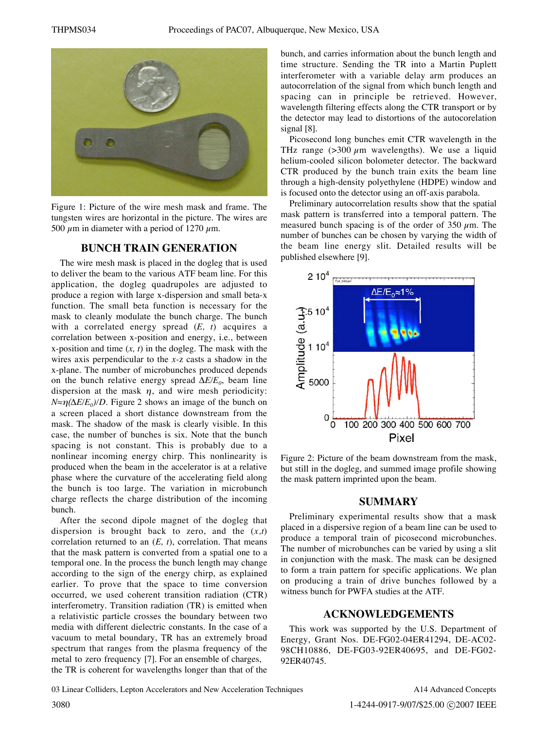Figure 1: Picture of the wire mesh mask and frame. The tungsten wires are horizontal in the picture. The wires are 500 $\mu$m in diameter with a period of 1270 $\mu$m.

## BUNCH TRAIN GENERATION

The wire mesh mask is placed in the dogleg that is used to deliver the beam to the various ATF beam line. For this application, the dogleg quadrupoles are adjusted to produce a region with large x-dispersion and small beta-x function. The small beta function is necessary for the mask to cleanly modulate the bunch charge. The bunch with a correlated energy spread $(E, t)$ acquires a correlation between x-position and energy, i.e., between x-position and time $(x, t)$ in the dogleg. The mask with the wires axis perpendicular to the $x$-$z$ casts a shadow in the x-plane. The number of microbunches produced depends on the bunch relative energy spread $\Delta E/E_0$, beam line dispersion at the mask $\eta$, and wire mesh periodicity: $N \approx \eta(\Delta E/E_0)/D$. Figure 2 shows an image of the bunch on a screen placed a short distance downstream from the mask. The shadow of the mask is clearly visible. In this case, the number of bunches is six. Note that the bunch spacing is not constant. This is probably due to a nonlinear incoming energy chirp. This nonlinearity is produced when the beam in the accelerator is at a relative phase where the curvature of the accelerating field along the bunch is too large. The variation in microbunch charge reflects the charge distribution of the incoming bunch.

After the second dipole magnet of the dogleg that dispersion is brought back to zero, and the $(x,t)$ correlation returned to an $(E, t)$, correlation. That means that the mask pattern is converted from a spatial one to a temporal one. In the process the bunch length may change according to the sign of the energy chirp, as explained earlier. To prove that the space to time conversion occurred, we used coherent transition radiation (CTR) interferometry. Transition radiation (TR) is emitted when a relativistic particle crosses the boundary between two media with different dielectric constants. In the case of a vacuum to metal boundary, TR has an extremely broad spectrum that ranges from the plasma frequency of the metal to zero frequency [7]. For an ensemble of charges, the TR is coherent for wavelengths longer than that of the bunch, and carries information about the bunch length and time structure. Sending the TR into a Martin Puplett interferometer with a variable delay arm produces an autocorrelation of the signal from which bunch length and spacing can in principle be retrieved. However, wavelength filtering effects along the CTR transport or by the detector may lead to distortions of the autocorelation signal [8].

Picosecond long bunches emit CTR wavelength in the THz range (>300 $\mu$m wavelengths). We use a liquid helium-cooled silicon bolometer detector. The backward CTR produced by the bunch train exits the beam line through a high-density polyethylene (HDPE) window and is focused onto the detector using an off-axis parabola.

Preliminary autocorrelation results show that the spatial mask pattern is transferred into a temporal pattern. The measured bunch spacing is of the order of 350 $\mu$m. The number of bunches can be chosen by varying the width of the beam line energy slit. Detailed results will be published elsewhere [9].

Figure 2: Picture of the beam downstream from the mask, but still in the dogleg, and summed image profile showing the mask pattern imprinted upon the beam.

## SUMMARY

Preliminary experimental results show that a mask placed in a dispersive region of a beam line can be used to produce a temporal train of picosecond microbunches. The number of microbunches can be varied by using a slit in conjunction with the mask. The mask can be designed to form a train pattern for specific applications. We plan on producing a train of drive bunches followed by a witness bunch for PWFA studies at the ATF.

## ACKNOWLEDGEMENTS

This work was supported by the U.S. Department of Energy, Grant Nos. DE-FG02-04ER41294, DE-AC02-98CH10886, DE-FG03-92ER40695, and DE-FG02-92ER40745.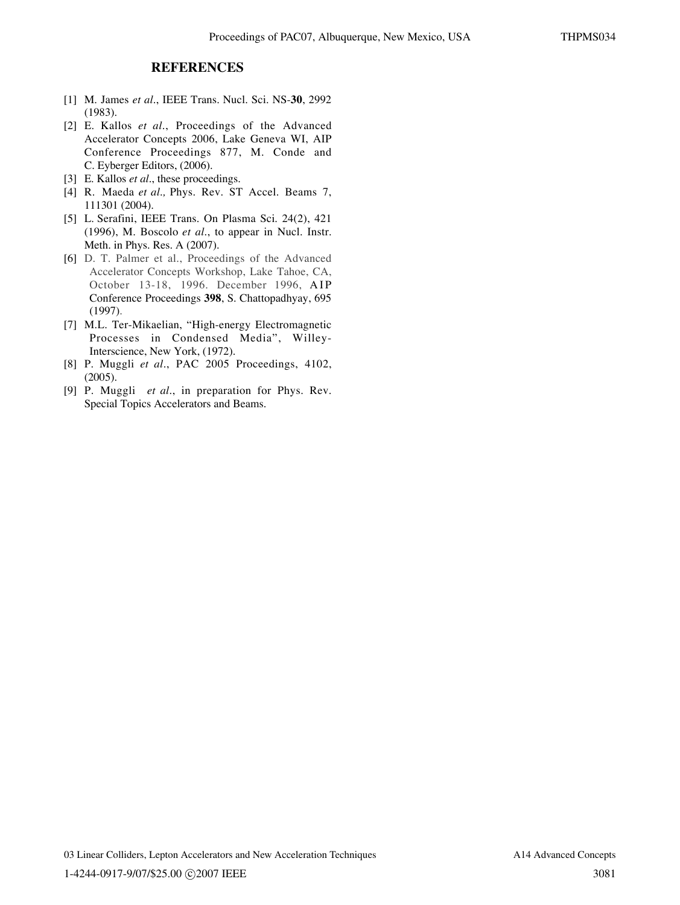## REFERENCES

[1] M. James *et al*., IEEE Trans. Nucl. Sci. NS-**30**, 2992 (1983).

[2] E. Kallos *et al*., Proceedings of the Advanced Accelerator Concepts 2006, Lake Geneva WI, AIP Conference Proceedings 877, M. Conde and C. Eyberger Editors, (2006).

[3] E. Kallos *et al*., these proceedings.

[4] R. Maeda *et al.,* Phys. Rev. ST Accel. Beams 7, 111301 (2004).

[5] L. Serafini, IEEE Trans. On Plasma Sci. 24(2), 421 (1996), M. Boscolo *et al*., to appear in Nucl. Instr. Meth. in Phys. Res. A (2007).

[6] D. T. Palmer et al., Proceedings of the Advanced Accelerator Concepts Workshop, Lake Tahoe, CA, October 13-18, 1996. December 1996, AIP Conference Proceedings **398**, S. Chattopadhyay, 695 (1997).

[7] M.L. Ter-Mikaelian, "High-energy Electromagnetic Processes in Condensed Media", Willey-Interscience, New York, (1972).

[8] P. Muggli *et al*., PAC 2005 Proceedings, 4102, (2005).

[9] P. Muggli *et al*., in preparation for Phys. Rev. Special Topics Accelerators and Beams.